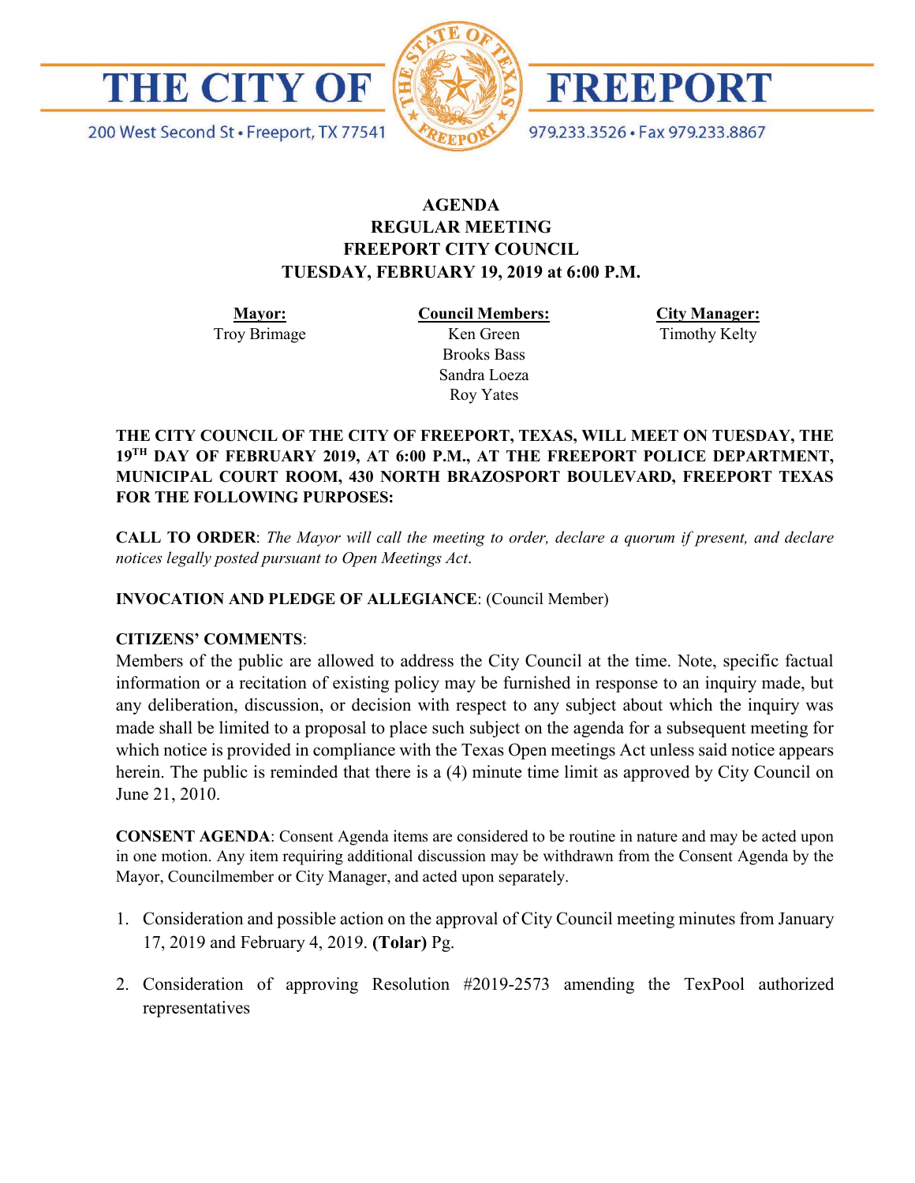# THE CITY OF FREEPORT

200 West Second St • Freeport, TX 77541

979.233.3526 • Fax 979.233.8867

**AGENDA**
**REGULAR MEETING**
**FREEPORT CITY COUNCIL**
**TUESDAY, FEBRUARY 19, 2019 at 6:00 P.M.**

| **Mayor:** | **Council Members:** | **City Manager:** |
| --- | --- | --- |
| Troy Brimage | Ken Green | Timothy Kelty |
| | Brooks Bass | |
| | Sandra Loeza | |
| | Roy Yates | |

**THE CITY COUNCIL OF THE CITY OF FREEPORT, TEXAS, WILL MEET ON TUESDAY, THE 19TH DAY OF FEBRUARY 2019, AT 6:00 P.M., AT THE FREEPORT POLICE DEPARTMENT, MUNICIPAL COURT ROOM, 430 NORTH BRAZOSPORT BOULEVARD, FREEPORT TEXAS FOR THE FOLLOWING PURPOSES:**

**CALL TO ORDER**: *The Mayor will call the meeting to order, declare a quorum if present, and declare notices legally posted pursuant to Open Meetings Act.*

**INVOCATION AND PLEDGE OF ALLEGIANCE**: (Council Member)

**CITIZENS' COMMENTS**:
Members of the public are allowed to address the City Council at the time. Note, specific factual information or a recitation of existing policy may be furnished in response to an inquiry made, but any deliberation, discussion, or decision with respect to any subject about which the inquiry was made shall be limited to a proposal to place such subject on the agenda for a subsequent meeting for which notice is provided in compliance with the Texas Open meetings Act unless said notice appears herein. The public is reminded that there is a (4) minute time limit as approved by City Council on June 21, 2010.

**CONSENT AGENDA**: Consent Agenda items are considered to be routine in nature and may be acted upon in one motion. Any item requiring additional discussion may be withdrawn from the Consent Agenda by the Mayor, Councilmember or City Manager, and acted upon separately.

1. Consideration and possible action on the approval of City Council meeting minutes from January 17, 2019 and February 4, 2019. **(Tolar)** Pg.

2. Consideration of approving Resolution #2019-2573 amending the TexPool authorized representatives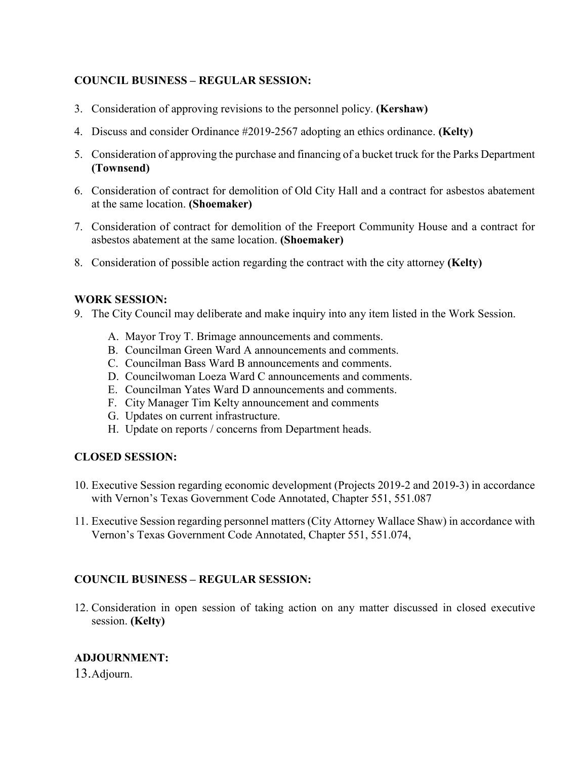**COUNCIL BUSINESS – REGULAR SESSION:**

3. Consideration of approving revisions to the personnel policy. **(Kershaw)**
4. Discuss and consider Ordinance #2019-2567 adopting an ethics ordinance. **(Kelty)**
5. Consideration of approving the purchase and financing of a bucket truck for the Parks Department **(Townsend)**
6. Consideration of contract for demolition of Old City Hall and a contract for asbestos abatement at the same location. **(Shoemaker)**
7. Consideration of contract for demolition of the Freeport Community House and a contract for asbestos abatement at the same location. **(Shoemaker)**
8. Consideration of possible action regarding the contract with the city attorney **(Kelty)**

**WORK SESSION:**

9. The City Council may deliberate and make inquiry into any item listed in the Work Session.
   A. Mayor Troy T. Brimage announcements and comments.
   B. Councilman Green Ward A announcements and comments.
   C. Councilman Bass Ward B announcements and comments.
   D. Councilwoman Loeza Ward C announcements and comments.
   E. Councilman Yates Ward D announcements and comments.
   F. City Manager Tim Kelty announcement and comments
   G. Updates on current infrastructure.
   H. Update on reports / concerns from Department heads.

**CLOSED SESSION:**

10. Executive Session regarding economic development (Projects 2019-2 and 2019-3) in accordance with Vernon's Texas Government Code Annotated, Chapter 551, 551.087
11. Executive Session regarding personnel matters (City Attorney Wallace Shaw) in accordance with Vernon's Texas Government Code Annotated, Chapter 551, 551.074,

**COUNCIL BUSINESS – REGULAR SESSION:**

12. Consideration in open session of taking action on any matter discussed in closed executive session. **(Kelty)**

**ADJOURNMENT:**

13. Adjourn.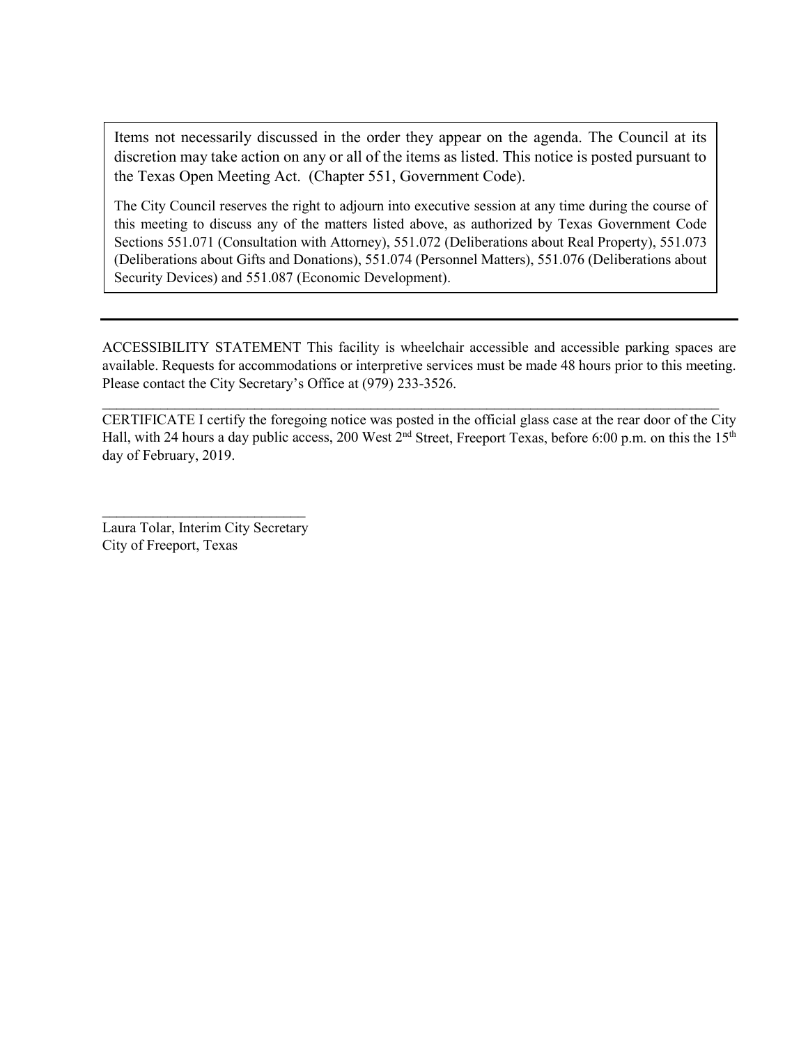Items not necessarily discussed in the order they appear on the agenda. The Council at its discretion may take action on any or all of the items as listed. This notice is posted pursuant to the Texas Open Meeting Act. (Chapter 551, Government Code).

The City Council reserves the right to adjourn into executive session at any time during the course of this meeting to discuss any of the matters listed above, as authorized by Texas Government Code Sections 551.071 (Consultation with Attorney), 551.072 (Deliberations about Real Property), 551.073 (Deliberations about Gifts and Donations), 551.074 (Personnel Matters), 551.076 (Deliberations about Security Devices) and 551.087 (Economic Development).

---

ACCESSIBILITY STATEMENT This facility is wheelchair accessible and accessible parking spaces are available. Requests for accommodations or interpretive services must be made 48 hours prior to this meeting. Please contact the City Secretary's Office at (979) 233-3526.

---

CERTIFICATE I certify the foregoing notice was posted in the official glass case at the rear door of the City Hall, with 24 hours a day public access, 200 West 2nd Street, Freeport Texas, before 6:00 p.m. on this the 15th day of February, 2019.

\_\_\_\_\_\_\_\_\_\_\_\_\_\_\_\_\_\_\_\_\_\_\_\_\_\_\_\_

Laura Tolar, Interim City Secretary
City of Freeport, Texas